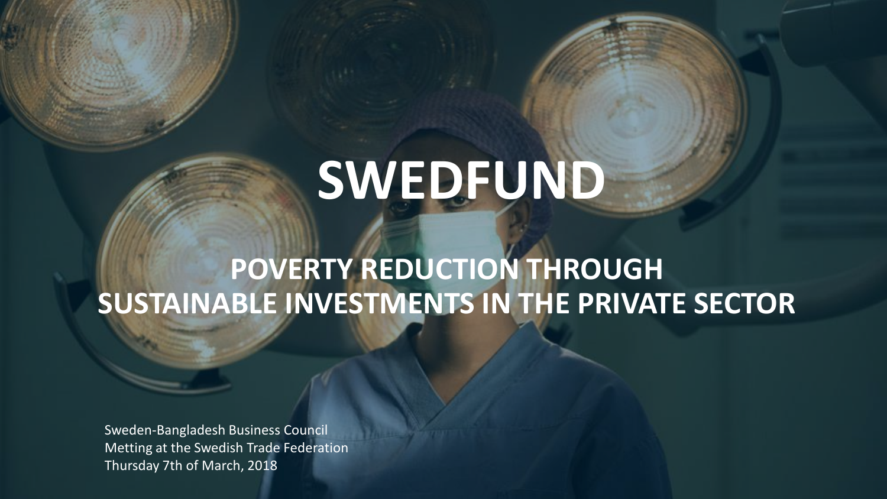# SWEDFUND

## POVERTY REDUCTION THROUGH SUSTAINABLE INVESTMENTS IN THE PRIVATE SECTOR

Sweden-Bangladesh Business Council
Metting at the Swedish Trade Federation
Thursday 7th of March, 2018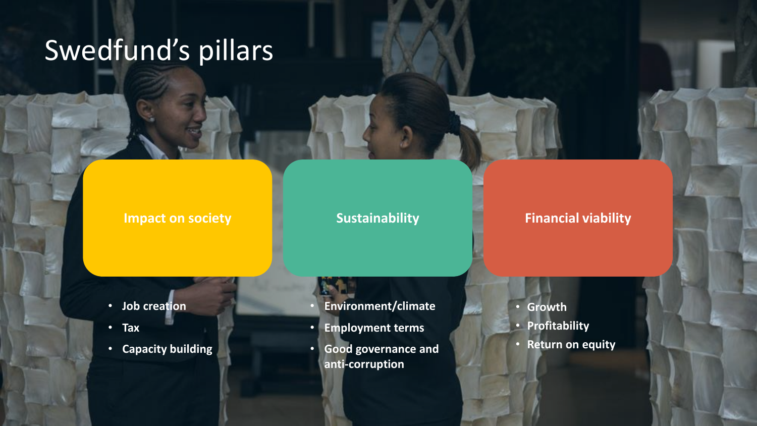# Swedfund's pillars

## Impact on society

- Job creation
- Tax
- Capacity building

## Sustainability

- Environment/climate
- Employment terms
- Good governance and anti-corruption

## Financial viability

- Growth
- Profitability
- Return on equity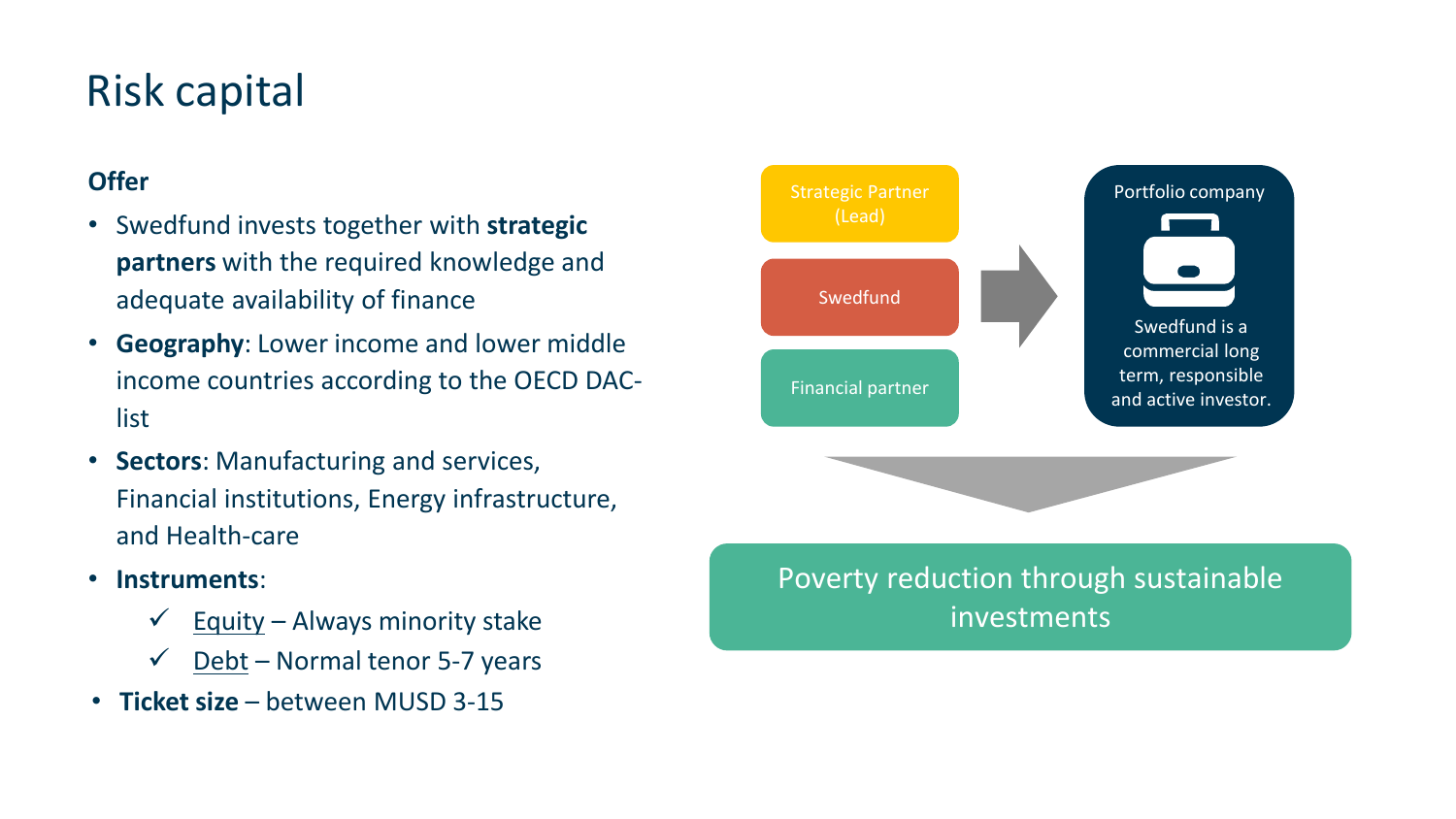# Risk capital

### Offer

- Swedfund invests together with **strategic partners** with the required knowledge and adequate availability of finance
- **Geography**: Lower income and lower middle income countries according to the OECD DAC-list
- **Sectors**: Manufacturing and services, Financial institutions, Energy infrastructure, and Health-care
- **Instruments**:
  - ✓ Equity – Always minority stake
  - ✓ Debt – Normal tenor 5-7 years
- **Ticket size** – between MUSD 3-15

Strategic Partner (Lead)

Swedfund

Financial partner

Portfolio company

Swedfund is a commercial long term, responsible and active investor.

Poverty reduction through sustainable investments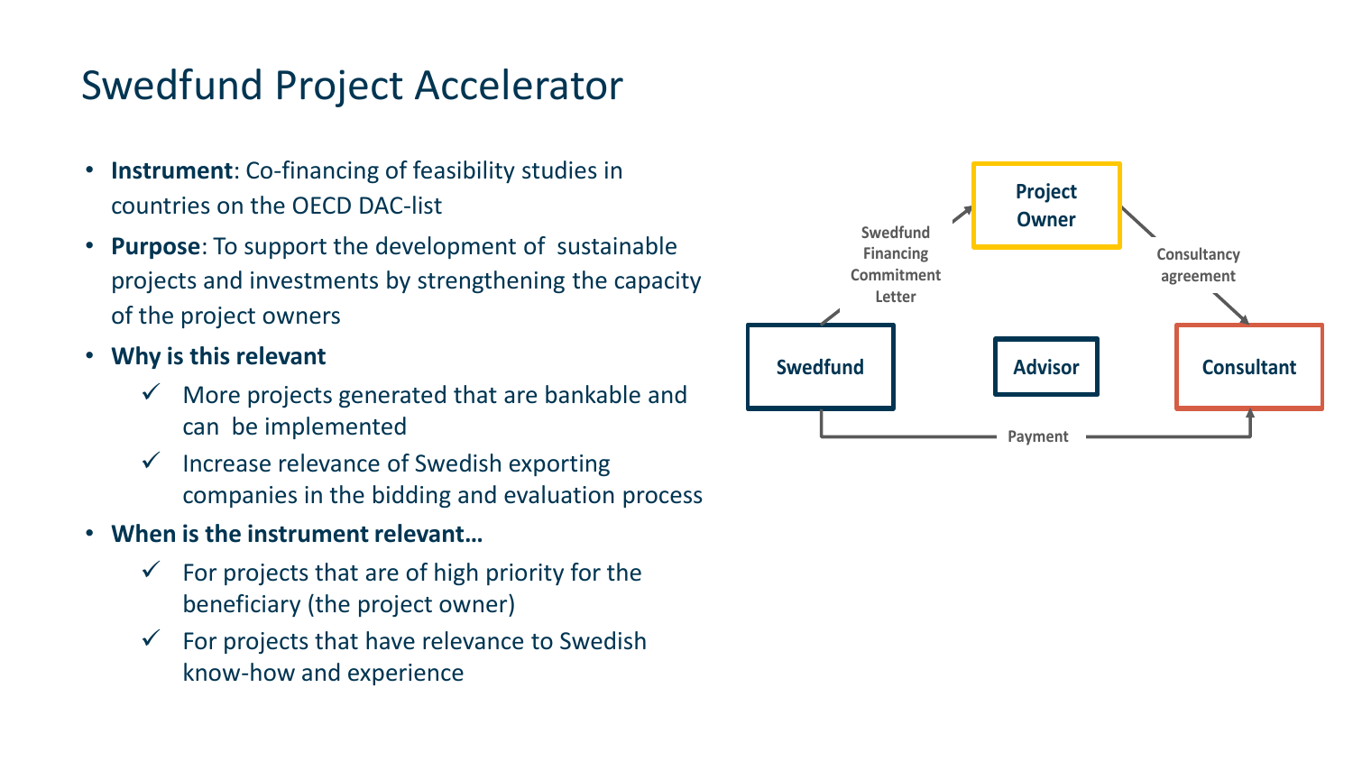# Swedfund Project Accelerator

- **Instrument**: Co-financing of feasibility studies in countries on the OECD DAC-list
- **Purpose**: To support the development of sustainable projects and investments by strengthening the capacity of the project owners
- **Why is this relevant**
  - ✓ More projects generated that are bankable and can be implemented
  - ✓ Increase relevance of Swedish exporting companies in the bidding and evaluation process
- **When is the instrument relevant…**
  - ✓ For projects that are of high priority for the beneficiary (the project owner)
  - ✓ For projects that have relevance to Swedish know-how and experience

**Project Owner**

Swedfund Financing Commitment Letter

Consultancy agreement

**Swedfund**

**Advisor**

**Consultant**

Payment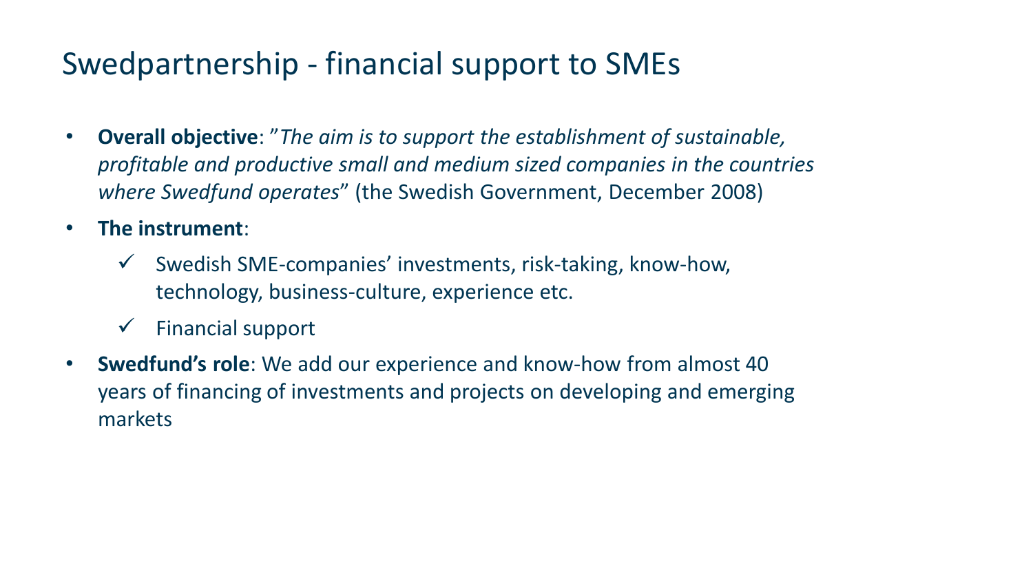# Swedpartnership - financial support to SMEs

- **Overall objective**: ”*The aim is to support the establishment of sustainable, profitable and productive small and medium sized companies in the countries where Swedfund operates*” (the Swedish Government, December 2008)
- **The instrument**:
  - ✓ Swedish SME-companies’ investments, risk-taking, know-how, technology, business-culture, experience etc.
  - ✓ Financial support
- **Swedfund’s role**: We add our experience and know-how from almost 40 years of financing of investments and projects on developing and emerging markets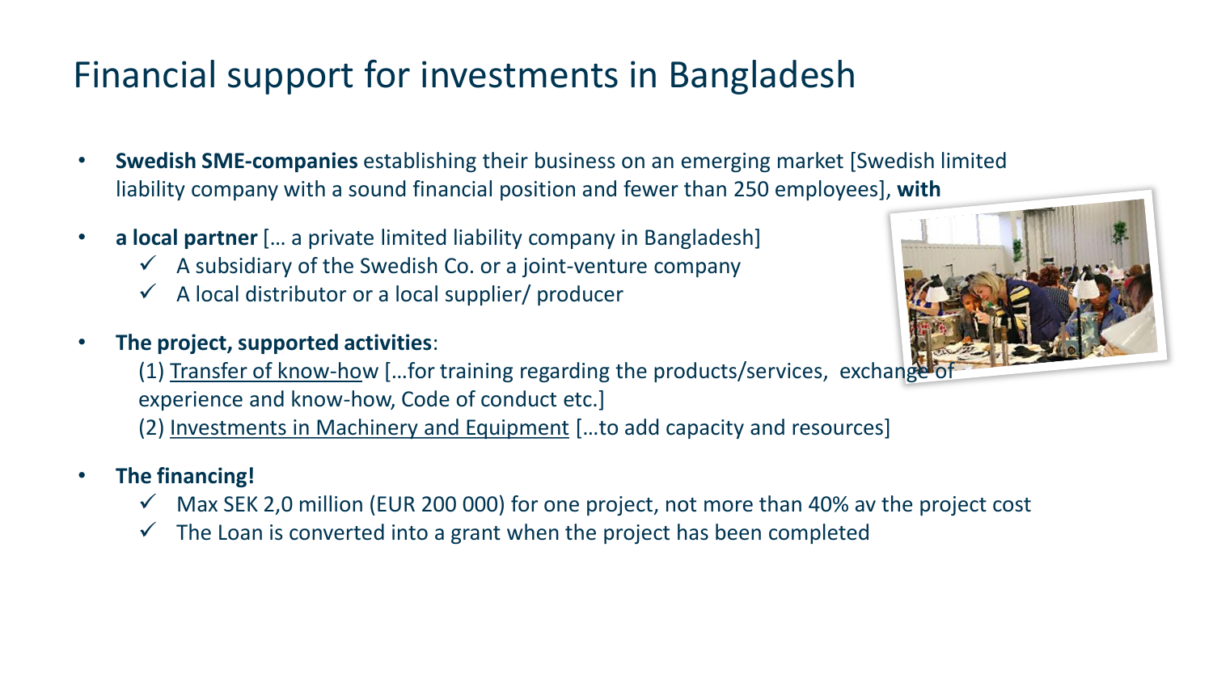# Financial support for investments in Bangladesh

- **Swedish SME-companies** establishing their business on an emerging market [Swedish limited liability company with a sound financial position and fewer than 250 employees], **with**
- **a local partner** [… a private limited liability company in Bangladesh]
  - ✓ A subsidiary of the Swedish Co. or a joint-venture company
  - ✓ A local distributor or a local supplier/ producer
- **The project, supported activities**:
  (1) Transfer of know-how […for training regarding the products/services, exchange of experience and know-how, Code of conduct etc.]
  (2) Investments in Machinery and Equipment […to add capacity and resources]
- **The financing!**
  - ✓ Max SEK 2,0 million (EUR 200 000) for one project, not more than 40% av the project cost
  - ✓ The Loan is converted into a grant when the project has been completed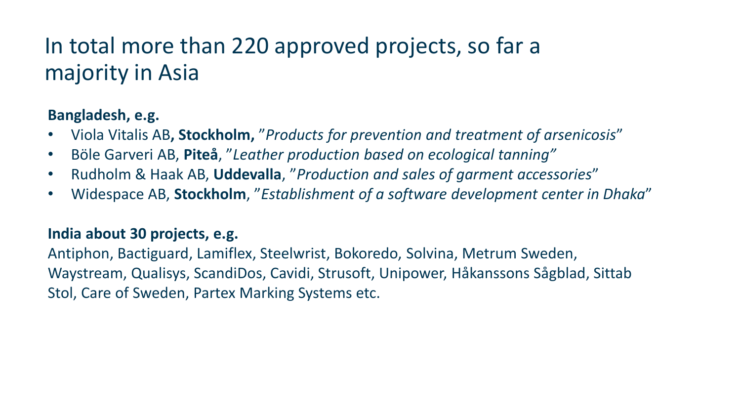# In total more than 220 approved projects, so far a majority in Asia

**Bangladesh, e.g.**

- Viola Vitalis AB**, Stockholm,** ”*Products for prevention and treatment of arsenicosis*”
- Böle Garveri AB, **Piteå**, ”*Leather production based on ecological tanning”*
- Rudholm & Haak AB, **Uddevalla**, ”*Production and sales of garment accessories*”
- Widespace AB, **Stockholm**, ”*Establishment of a software development center in Dhaka*”

**India about 30 projects, e.g.**

Antiphon, Bactiguard, Lamiflex, Steelwrist, Bokoredo, Solvina, Metrum Sweden, Waystream, Qualisys, ScandiDos, Cavidi, Strusoft, Unipower, Håkanssons Sågblad, Sittab Stol, Care of Sweden, Partex Marking Systems etc.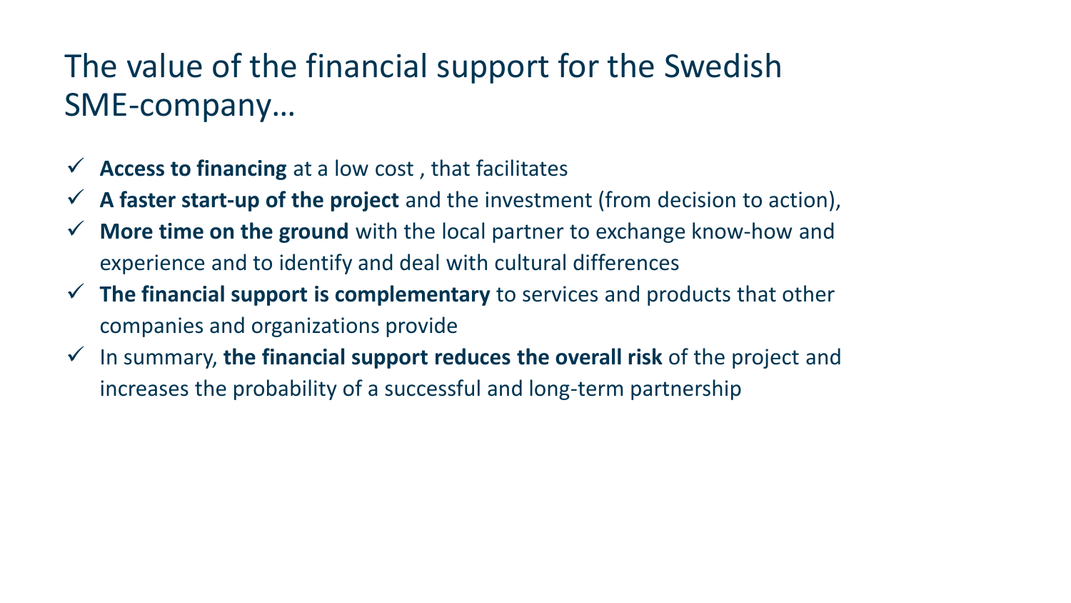# The value of the financial support for the Swedish SME-company…

- ✓ **Access to financing** at a low cost , that facilitates
- ✓ **A faster start-up of the project** and the investment (from decision to action),
- ✓ **More time on the ground** with the local partner to exchange know-how and experience and to identify and deal with cultural differences
- ✓ **The financial support is complementary** to services and products that other companies and organizations provide
- ✓ In summary, **the financial support reduces the overall risk** of the project and increases the probability of a successful and long-term partnership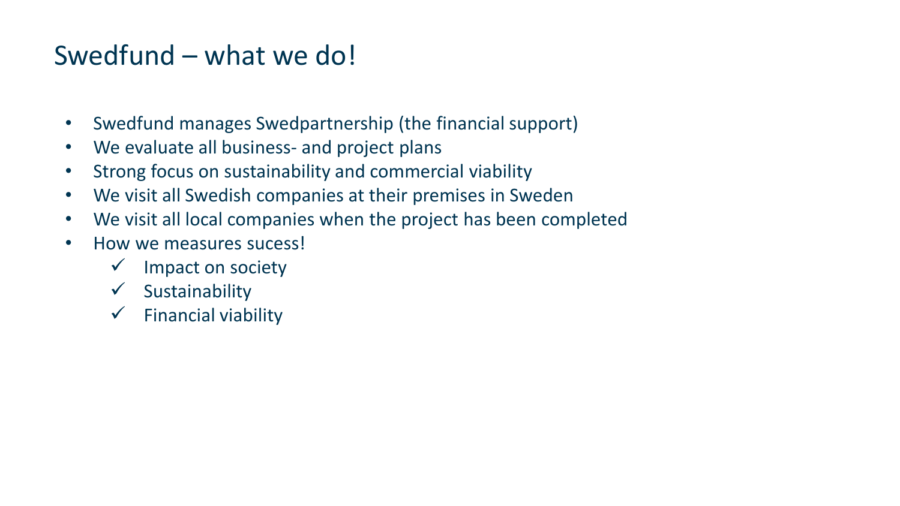# Swedfund – what we do!

- Swedfund manages Swedpartnership (the financial support)
- We evaluate all business- and project plans
- Strong focus on sustainability and commercial viability
- We visit all Swedish companies at their premises in Sweden
- We visit all local companies when the project has been completed
- How we measures sucess!
  - ✓ Impact on society
  - ✓ Sustainability
  - ✓ Financial viability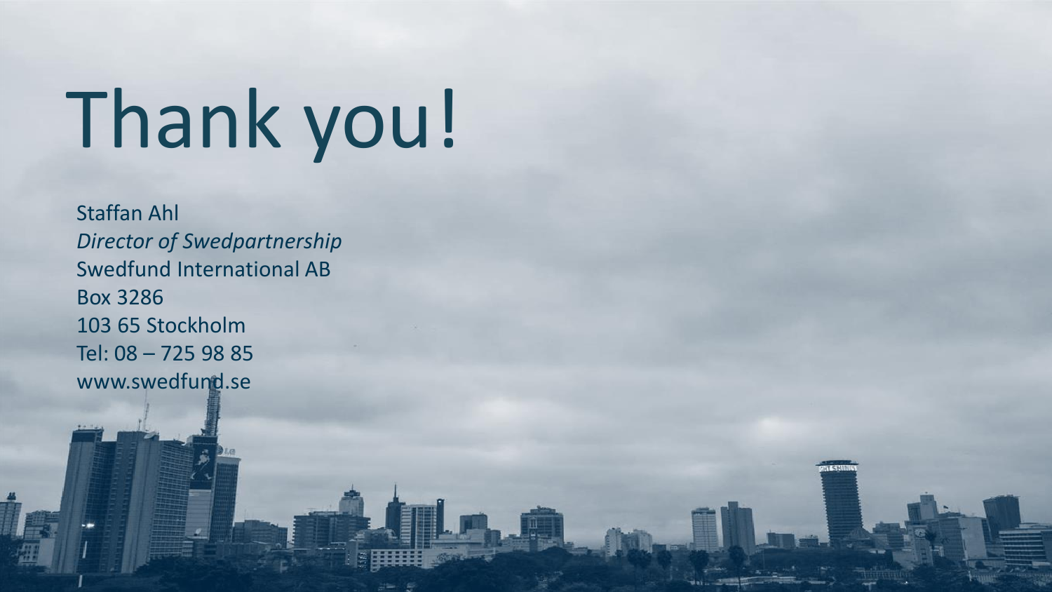# Thank you!

Staffan Ahl
*Director of Swedpartnership*
Swedfund International AB
Box 3286
103 65 Stockholm
Tel: 08 – 725 98 85
www.swedfund.se